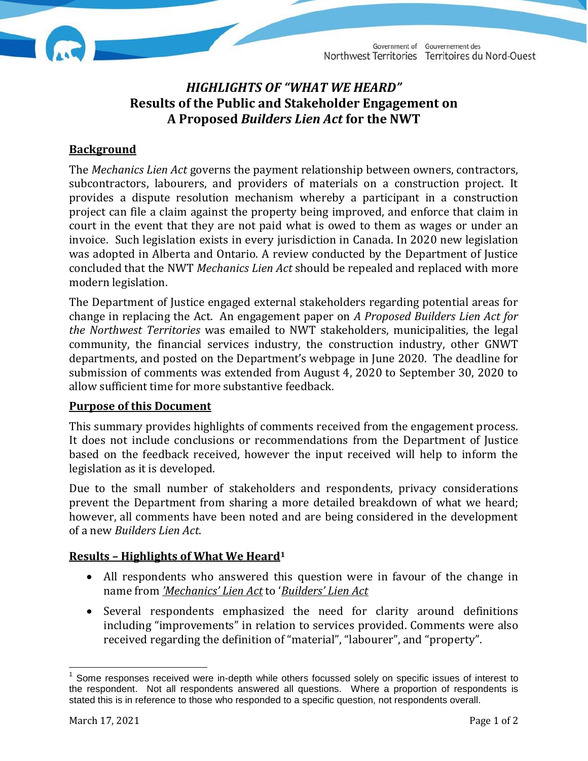# *HIGHLIGHTS OF "WHAT WE HEARD"* Results of the Public and Stakeholder Engagement on A Proposed *Builders Lien Act* for the NWT

## Background

The *Mechanics Lien Act* governs the payment relationship between owners, contractors, subcontractors, labourers, and providers of materials on a construction project. It provides a dispute resolution mechanism whereby a participant in a construction project can file a claim against the property being improved, and enforce that claim in court in the event that they are not paid what is owed to them as wages or under an invoice. Such legislation exists in every jurisdiction in Canada. In 2020 new legislation was adopted in Alberta and Ontario. A review conducted by the Department of Justice concluded that the NWT *Mechanics Lien Act* should be repealed and replaced with more modern legislation.

The Department of Justice engaged external stakeholders regarding potential areas for change in replacing the Act. An engagement paper on *A Proposed Builders Lien Act for the Northwest Territories* was emailed to NWT stakeholders, municipalities, the legal community, the financial services industry, the construction industry, other GNWT departments, and posted on the Department's webpage in June 2020. The deadline for submission of comments was extended from August 4, 2020 to September 30, 2020 to allow sufficient time for more substantive feedback.

## Purpose of this Document

This summary provides highlights of comments received from the engagement process. It does not include conclusions or recommendations from the Department of Justice based on the feedback received, however the input received will help to inform the legislation as it is developed.

Due to the small number of stakeholders and respondents, privacy considerations prevent the Department from sharing a more detailed breakdown of what we heard; however, all comments have been noted and are being considered in the development of a new *Builders Lien Act*.

## Results – Highlights of What We Heard[1]

- All respondents who answered this question were in favour of the change in name from *'Mechanics' Lien Act* to '*Builders' Lien Act*
- Several respondents emphasized the need for clarity around definitions including "improvements" in relation to services provided. Comments were also received regarding the definition of "material", "labourer", and "property".

[1] Some responses received were in-depth while others focussed solely on specific issues of interest to the respondent. Not all respondents answered all questions. Where a proportion of respondents is stated this is in reference to those who responded to a specific question, not respondents overall.

March 17, 2021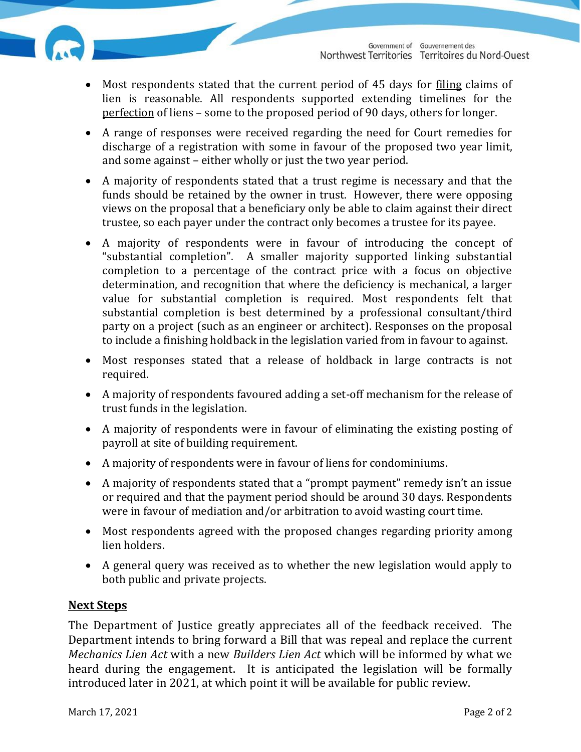- Most respondents stated that the current period of 45 days for <u>filing</u> claims of lien is reasonable. All respondents supported extending timelines for the <u>perfection</u> of liens – some to the proposed period of 90 days, others for longer.

- A range of responses were received regarding the need for Court remedies for discharge of a registration with some in favour of the proposed two year limit, and some against – either wholly or just the two year period.

- A majority of respondents stated that a trust regime is necessary and that the funds should be retained by the owner in trust. However, there were opposing views on the proposal that a beneficiary only be able to claim against their direct trustee, so each payer under the contract only becomes a trustee for its payee.

- A majority of respondents were in favour of introducing the concept of "substantial completion". A smaller majority supported linking substantial completion to a percentage of the contract price with a focus on objective determination, and recognition that where the deficiency is mechanical, a larger value for substantial completion is required. Most respondents felt that substantial completion is best determined by a professional consultant/third party on a project (such as an engineer or architect). Responses on the proposal to include a finishing holdback in the legislation varied from in favour to against.

- Most responses stated that a release of holdback in large contracts is not required.

- A majority of respondents favoured adding a set-off mechanism for the release of trust funds in the legislation.

- A majority of respondents were in favour of eliminating the existing posting of payroll at site of building requirement.

- A majority of respondents were in favour of liens for condominiums.

- A majority of respondents stated that a "prompt payment" remedy isn't an issue or required and that the payment period should be around 30 days. Respondents were in favour of mediation and/or arbitration to avoid wasting court time.

- Most respondents agreed with the proposed changes regarding priority among lien holders.

- A general query was received as to whether the new legislation would apply to both public and private projects.

## <u>Next Steps</u>

The Department of Justice greatly appreciates all of the feedback received. The Department intends to bring forward a Bill that was repeal and replace the current *Mechanics Lien Act* with a new *Builders Lien Act* which will be informed by what we heard during the engagement. It is anticipated the legislation will be formally introduced later in 2021, at which point it will be available for public review.

March 17, 2021